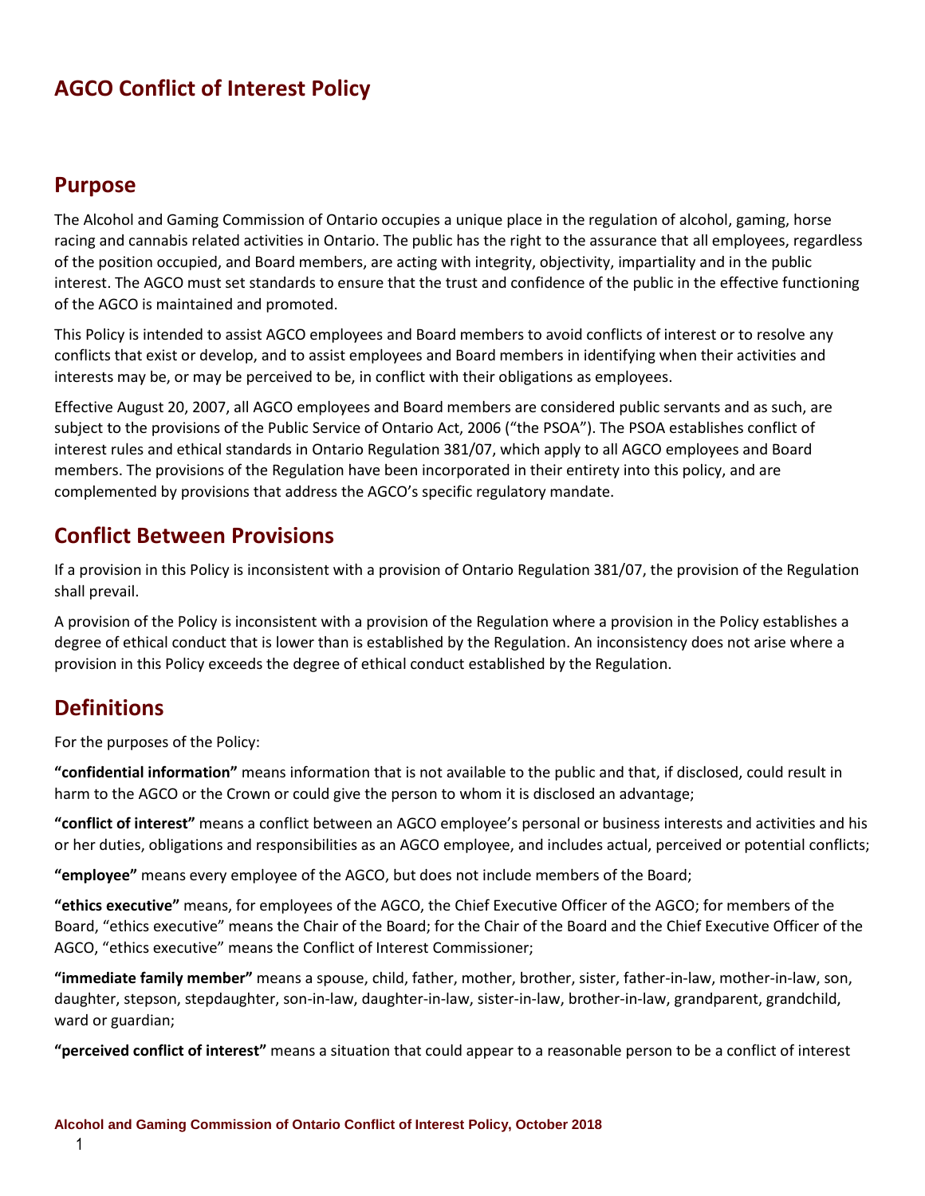# AGCO Conflict of Interest Policy

## Purpose

The Alcohol and Gaming Commission of Ontario occupies a unique place in the regulation of alcohol, gaming, horse racing and cannabis related activities in Ontario. The public has the right to the assurance that all employees, regardless of the position occupied, and Board members, are acting with integrity, objectivity, impartiality and in the public interest. The AGCO must set standards to ensure that the trust and confidence of the public in the effective functioning of the AGCO is maintained and promoted.

This Policy is intended to assist AGCO employees and Board members to avoid conflicts of interest or to resolve any conflicts that exist or develop, and to assist employees and Board members in identifying when their activities and interests may be, or may be perceived to be, in conflict with their obligations as employees.

Effective August 20, 2007, all AGCO employees and Board members are considered public servants and as such, are subject to the provisions of the Public Service of Ontario Act, 2006 ("the PSOA"). The PSOA establishes conflict of interest rules and ethical standards in Ontario Regulation 381/07, which apply to all AGCO employees and Board members. The provisions of the Regulation have been incorporated in their entirety into this policy, and are complemented by provisions that address the AGCO's specific regulatory mandate.

## Conflict Between Provisions

If a provision in this Policy is inconsistent with a provision of Ontario Regulation 381/07, the provision of the Regulation shall prevail.

A provision of the Policy is inconsistent with a provision of the Regulation where a provision in the Policy establishes a degree of ethical conduct that is lower than is established by the Regulation. An inconsistency does not arise where a provision in this Policy exceeds the degree of ethical conduct established by the Regulation.

## Definitions

For the purposes of the Policy:

**"confidential information"** means information that is not available to the public and that, if disclosed, could result in harm to the AGCO or the Crown or could give the person to whom it is disclosed an advantage;

**"conflict of interest"** means a conflict between an AGCO employee's personal or business interests and activities and his or her duties, obligations and responsibilities as an AGCO employee, and includes actual, perceived or potential conflicts;

**"employee"** means every employee of the AGCO, but does not include members of the Board;

**"ethics executive"** means, for employees of the AGCO, the Chief Executive Officer of the AGCO; for members of the Board, "ethics executive" means the Chair of the Board; for the Chair of the Board and the Chief Executive Officer of the AGCO, "ethics executive" means the Conflict of Interest Commissioner;

**"immediate family member"** means a spouse, child, father, mother, brother, sister, father-in-law, mother-in-law, son, daughter, stepson, stepdaughter, son-in-law, daughter-in-law, sister-in-law, brother-in-law, grandparent, grandchild, ward or guardian;

**"perceived conflict of interest"** means a situation that could appear to a reasonable person to be a conflict of interest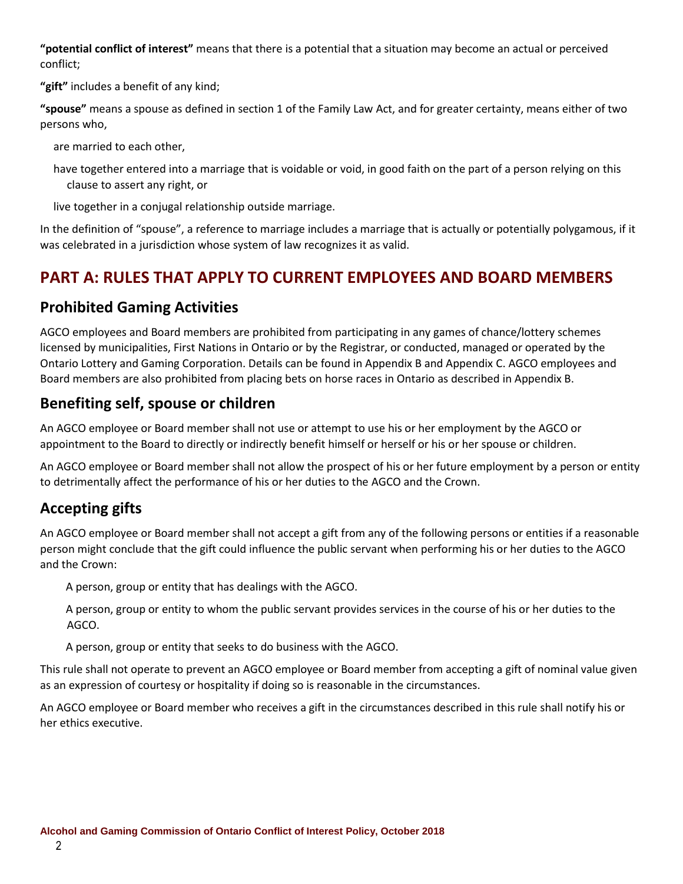**"potential conflict of interest"** means that there is a potential that a situation may become an actual or perceived conflict;

**"gift"** includes a benefit of any kind;

**"spouse"** means a spouse as defined in section 1 of the Family Law Act, and for greater certainty, means either of two persons who,

are married to each other,

have together entered into a marriage that is voidable or void, in good faith on the part of a person relying on this clause to assert any right, or

live together in a conjugal relationship outside marriage.

In the definition of "spouse", a reference to marriage includes a marriage that is actually or potentially polygamous, if it was celebrated in a jurisdiction whose system of law recognizes it as valid.

# PART A: RULES THAT APPLY TO CURRENT EMPLOYEES AND BOARD MEMBERS

## Prohibited Gaming Activities

AGCO employees and Board members are prohibited from participating in any games of chance/lottery schemes licensed by municipalities, First Nations in Ontario or by the Registrar, or conducted, managed or operated by the Ontario Lottery and Gaming Corporation. Details can be found in Appendix B and Appendix C. AGCO employees and Board members are also prohibited from placing bets on horse races in Ontario as described in Appendix B.

## Benefiting self, spouse or children

An AGCO employee or Board member shall not use or attempt to use his or her employment by the AGCO or appointment to the Board to directly or indirectly benefit himself or herself or his or her spouse or children.

An AGCO employee or Board member shall not allow the prospect of his or her future employment by a person or entity to detrimentally affect the performance of his or her duties to the AGCO and the Crown.

## Accepting gifts

An AGCO employee or Board member shall not accept a gift from any of the following persons or entities if a reasonable person might conclude that the gift could influence the public servant when performing his or her duties to the AGCO and the Crown:

A person, group or entity that has dealings with the AGCO.

A person, group or entity to whom the public servant provides services in the course of his or her duties to the AGCO.

A person, group or entity that seeks to do business with the AGCO.

This rule shall not operate to prevent an AGCO employee or Board member from accepting a gift of nominal value given as an expression of courtesy or hospitality if doing so is reasonable in the circumstances.

An AGCO employee or Board member who receives a gift in the circumstances described in this rule shall notify his or her ethics executive.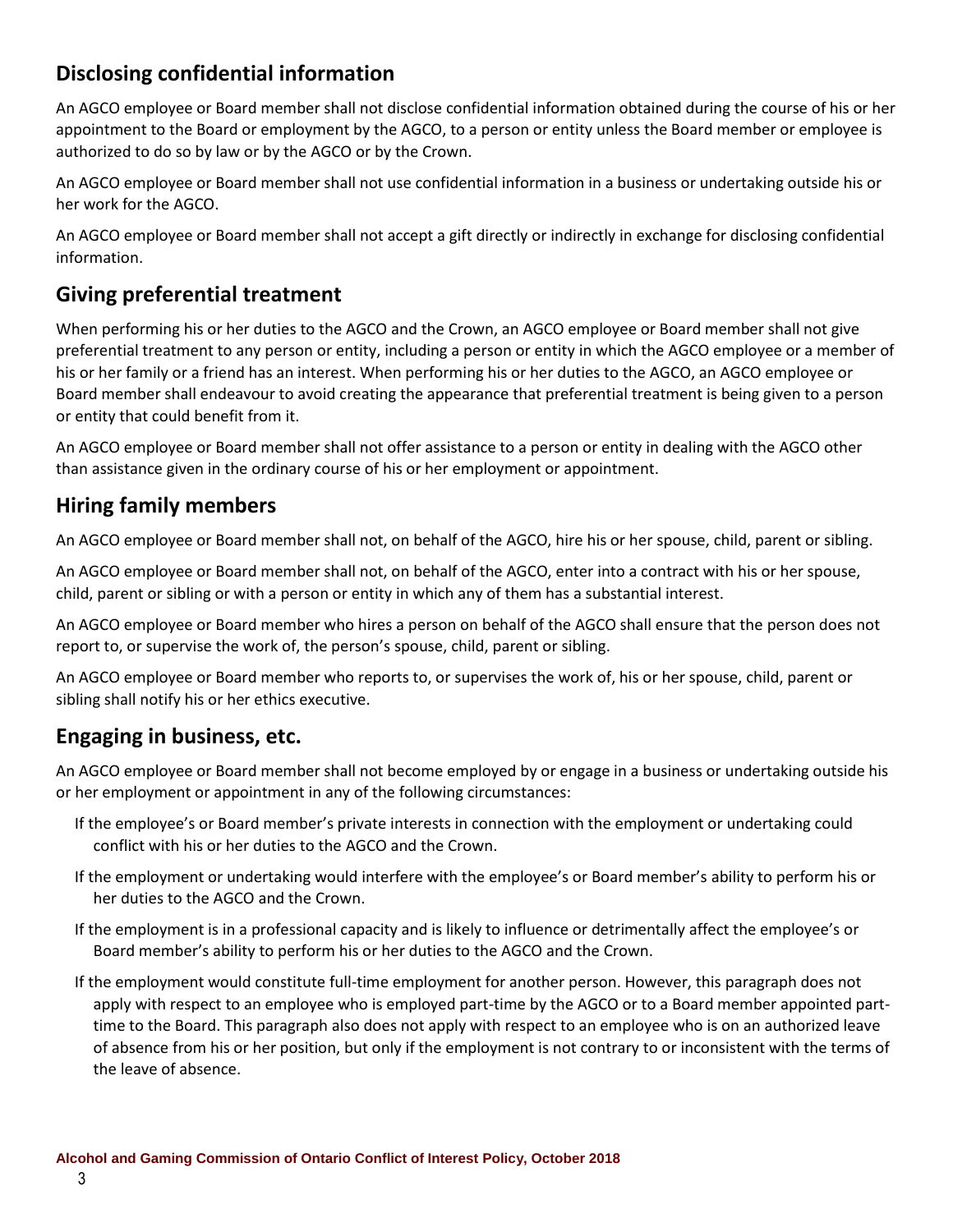## Disclosing confidential information

An AGCO employee or Board member shall not disclose confidential information obtained during the course of his or her appointment to the Board or employment by the AGCO, to a person or entity unless the Board member or employee is authorized to do so by law or by the AGCO or by the Crown.

An AGCO employee or Board member shall not use confidential information in a business or undertaking outside his or her work for the AGCO.

An AGCO employee or Board member shall not accept a gift directly or indirectly in exchange for disclosing confidential information.

## Giving preferential treatment

When performing his or her duties to the AGCO and the Crown, an AGCO employee or Board member shall not give preferential treatment to any person or entity, including a person or entity in which the AGCO employee or a member of his or her family or a friend has an interest. When performing his or her duties to the AGCO, an AGCO employee or Board member shall endeavour to avoid creating the appearance that preferential treatment is being given to a person or entity that could benefit from it.

An AGCO employee or Board member shall not offer assistance to a person or entity in dealing with the AGCO other than assistance given in the ordinary course of his or her employment or appointment.

## Hiring family members

An AGCO employee or Board member shall not, on behalf of the AGCO, hire his or her spouse, child, parent or sibling.

An AGCO employee or Board member shall not, on behalf of the AGCO, enter into a contract with his or her spouse, child, parent or sibling or with a person or entity in which any of them has a substantial interest.

An AGCO employee or Board member who hires a person on behalf of the AGCO shall ensure that the person does not report to, or supervise the work of, the person's spouse, child, parent or sibling.

An AGCO employee or Board member who reports to, or supervises the work of, his or her spouse, child, parent or sibling shall notify his or her ethics executive.

## Engaging in business, etc.

An AGCO employee or Board member shall not become employed by or engage in a business or undertaking outside his or her employment or appointment in any of the following circumstances:

- If the employee's or Board member's private interests in connection with the employment or undertaking could conflict with his or her duties to the AGCO and the Crown.
- If the employment or undertaking would interfere with the employee's or Board member's ability to perform his or her duties to the AGCO and the Crown.
- If the employment is in a professional capacity and is likely to influence or detrimentally affect the employee's or Board member's ability to perform his or her duties to the AGCO and the Crown.
- If the employment would constitute full-time employment for another person. However, this paragraph does not apply with respect to an employee who is employed part-time by the AGCO or to a Board member appointed part-time to the Board. This paragraph also does not apply with respect to an employee who is on an authorized leave of absence from his or her position, but only if the employment is not contrary to or inconsistent with the terms of the leave of absence.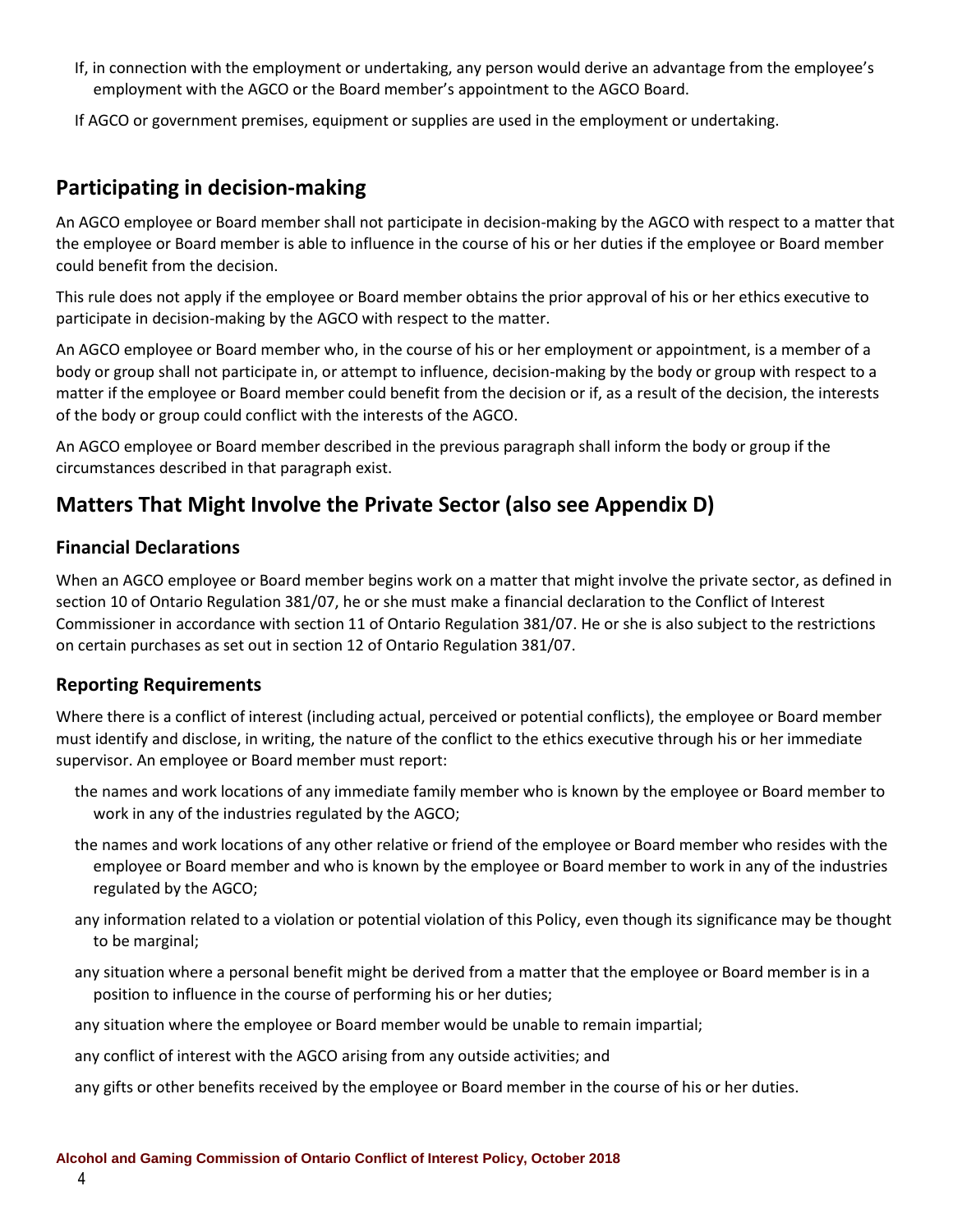- If, in connection with the employment or undertaking, any person would derive an advantage from the employee's employment with the AGCO or the Board member's appointment to the AGCO Board.
- If AGCO or government premises, equipment or supplies are used in the employment or undertaking.

## Participating in decision-making

An AGCO employee or Board member shall not participate in decision-making by the AGCO with respect to a matter that the employee or Board member is able to influence in the course of his or her duties if the employee or Board member could benefit from the decision.

This rule does not apply if the employee or Board member obtains the prior approval of his or her ethics executive to participate in decision-making by the AGCO with respect to the matter.

An AGCO employee or Board member who, in the course of his or her employment or appointment, is a member of a body or group shall not participate in, or attempt to influence, decision-making by the body or group with respect to a matter if the employee or Board member could benefit from the decision or if, as a result of the decision, the interests of the body or group could conflict with the interests of the AGCO.

An AGCO employee or Board member described in the previous paragraph shall inform the body or group if the circumstances described in that paragraph exist.

## Matters That Might Involve the Private Sector (also see Appendix D)

### Financial Declarations

When an AGCO employee or Board member begins work on a matter that might involve the private sector, as defined in section 10 of Ontario Regulation 381/07, he or she must make a financial declaration to the Conflict of Interest Commissioner in accordance with section 11 of Ontario Regulation 381/07. He or she is also subject to the restrictions on certain purchases as set out in section 12 of Ontario Regulation 381/07.

### Reporting Requirements

Where there is a conflict of interest (including actual, perceived or potential conflicts), the employee or Board member must identify and disclose, in writing, the nature of the conflict to the ethics executive through his or her immediate supervisor. An employee or Board member must report:

- the names and work locations of any immediate family member who is known by the employee or Board member to work in any of the industries regulated by the AGCO;
- the names and work locations of any other relative or friend of the employee or Board member who resides with the employee or Board member and who is known by the employee or Board member to work in any of the industries regulated by the AGCO;
- any information related to a violation or potential violation of this Policy, even though its significance may be thought to be marginal;
- any situation where a personal benefit might be derived from a matter that the employee or Board member is in a position to influence in the course of performing his or her duties;
- any situation where the employee or Board member would be unable to remain impartial;
- any conflict of interest with the AGCO arising from any outside activities; and
- any gifts or other benefits received by the employee or Board member in the course of his or her duties.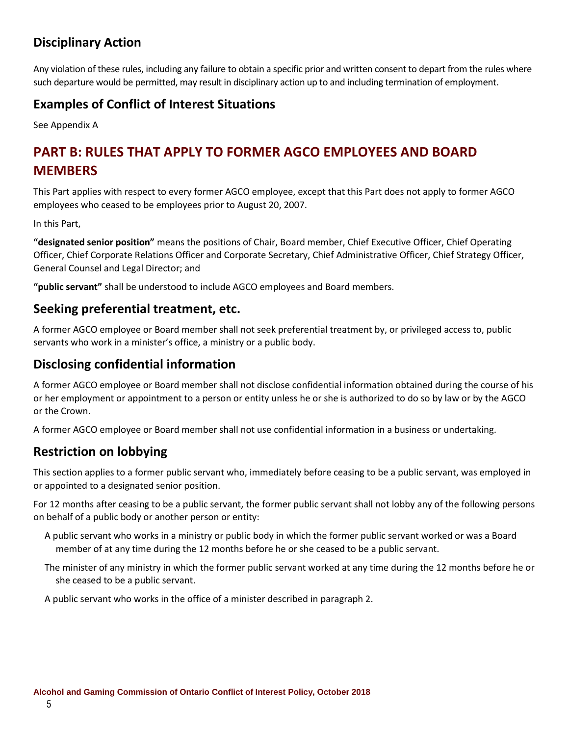## Disciplinary Action

Any violation of these rules, including any failure to obtain a specific prior and written consent to depart from the rules where such departure would be permitted, may result in disciplinary action up to and including termination of employment.

## Examples of Conflict of Interest Situations

See Appendix A

# PART B: RULES THAT APPLY TO FORMER AGCO EMPLOYEES AND BOARD MEMBERS

This Part applies with respect to every former AGCO employee, except that this Part does not apply to former AGCO employees who ceased to be employees prior to August 20, 2007.

In this Part,

**"designated senior position"** means the positions of Chair, Board member, Chief Executive Officer, Chief Operating Officer, Chief Corporate Relations Officer and Corporate Secretary, Chief Administrative Officer, Chief Strategy Officer, General Counsel and Legal Director; and

**"public servant"** shall be understood to include AGCO employees and Board members.

## Seeking preferential treatment, etc.

A former AGCO employee or Board member shall not seek preferential treatment by, or privileged access to, public servants who work in a minister's office, a ministry or a public body.

## Disclosing confidential information

A former AGCO employee or Board member shall not disclose confidential information obtained during the course of his or her employment or appointment to a person or entity unless he or she is authorized to do so by law or by the AGCO or the Crown.

A former AGCO employee or Board member shall not use confidential information in a business or undertaking.

## Restriction on lobbying

This section applies to a former public servant who, immediately before ceasing to be a public servant, was employed in or appointed to a designated senior position.

For 12 months after ceasing to be a public servant, the former public servant shall not lobby any of the following persons on behalf of a public body or another person or entity:

A public servant who works in a ministry or public body in which the former public servant worked or was a Board member of at any time during the 12 months before he or she ceased to be a public servant.

The minister of any ministry in which the former public servant worked at any time during the 12 months before he or she ceased to be a public servant.

A public servant who works in the office of a minister described in paragraph 2.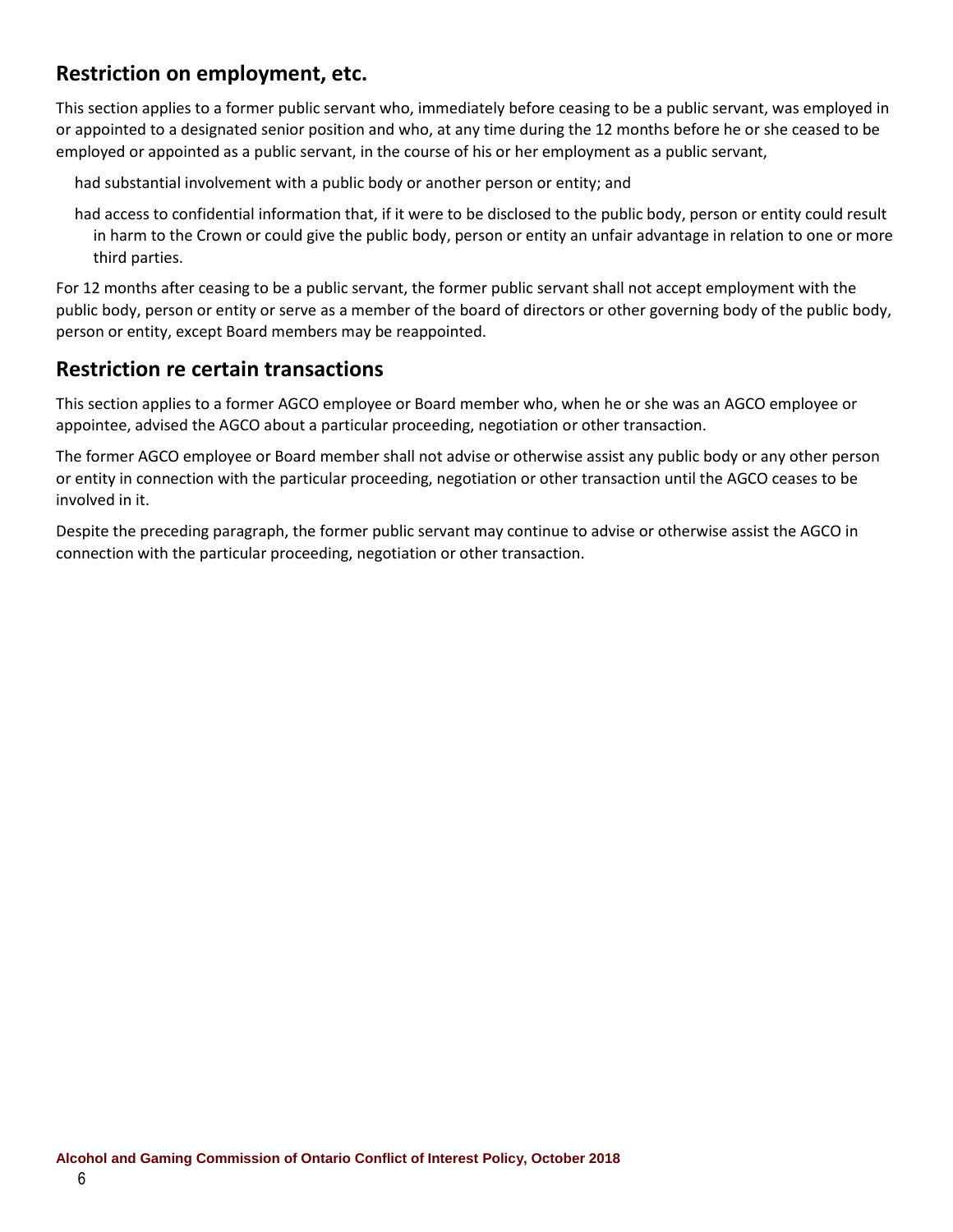## Restriction on employment, etc.

This section applies to a former public servant who, immediately before ceasing to be a public servant, was employed in or appointed to a designated senior position and who, at any time during the 12 months before he or she ceased to be employed or appointed as a public servant, in the course of his or her employment as a public servant,

- had substantial involvement with a public body or another person or entity; and
- had access to confidential information that, if it were to be disclosed to the public body, person or entity could result in harm to the Crown or could give the public body, person or entity an unfair advantage in relation to one or more third parties.

For 12 months after ceasing to be a public servant, the former public servant shall not accept employment with the public body, person or entity or serve as a member of the board of directors or other governing body of the public body, person or entity, except Board members may be reappointed.

## Restriction re certain transactions

This section applies to a former AGCO employee or Board member who, when he or she was an AGCO employee or appointee, advised the AGCO about a particular proceeding, negotiation or other transaction.

The former AGCO employee or Board member shall not advise or otherwise assist any public body or any other person or entity in connection with the particular proceeding, negotiation or other transaction until the AGCO ceases to be involved in it.

Despite the preceding paragraph, the former public servant may continue to advise or otherwise assist the AGCO in connection with the particular proceeding, negotiation or other transaction.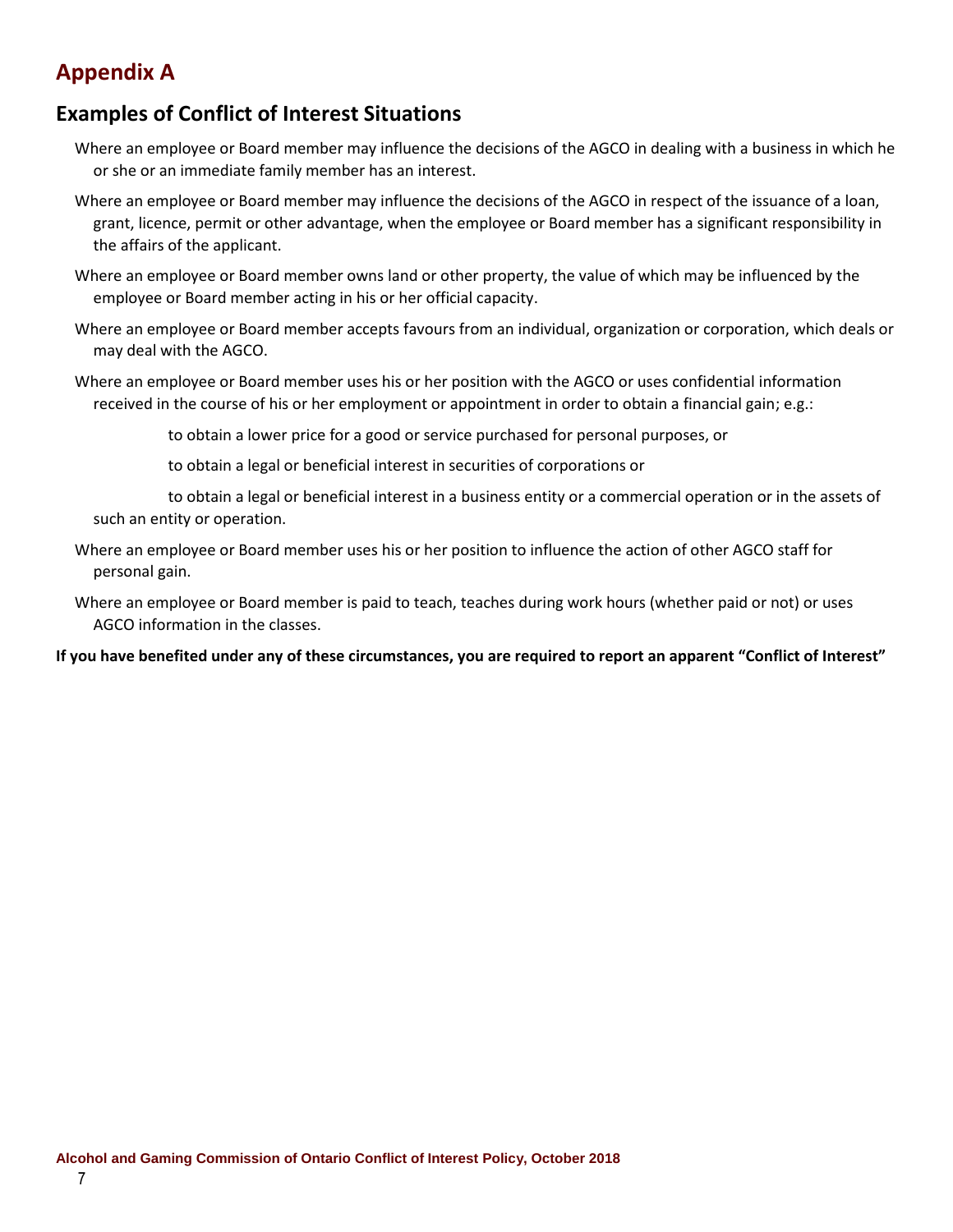# Appendix A

## Examples of Conflict of Interest Situations

- Where an employee or Board member may influence the decisions of the AGCO in dealing with a business in which he or she or an immediate family member has an interest.
- Where an employee or Board member may influence the decisions of the AGCO in respect of the issuance of a loan, grant, licence, permit or other advantage, when the employee or Board member has a significant responsibility in the affairs of the applicant.
- Where an employee or Board member owns land or other property, the value of which may be influenced by the employee or Board member acting in his or her official capacity.
- Where an employee or Board member accepts favours from an individual, organization or corporation, which deals or may deal with the AGCO.
- Where an employee or Board member uses his or her position with the AGCO or uses confidential information received in the course of his or her employment or appointment in order to obtain a financial gain; e.g.:
  - to obtain a lower price for a good or service purchased for personal purposes, or
  - to obtain a legal or beneficial interest in securities of corporations or
  - to obtain a legal or beneficial interest in a business entity or a commercial operation or in the assets of such an entity or operation.
- Where an employee or Board member uses his or her position to influence the action of other AGCO staff for personal gain.
- Where an employee or Board member is paid to teach, teaches during work hours (whether paid or not) or uses AGCO information in the classes.

**If you have benefited under any of these circumstances, you are required to report an apparent "Conflict of Interest"**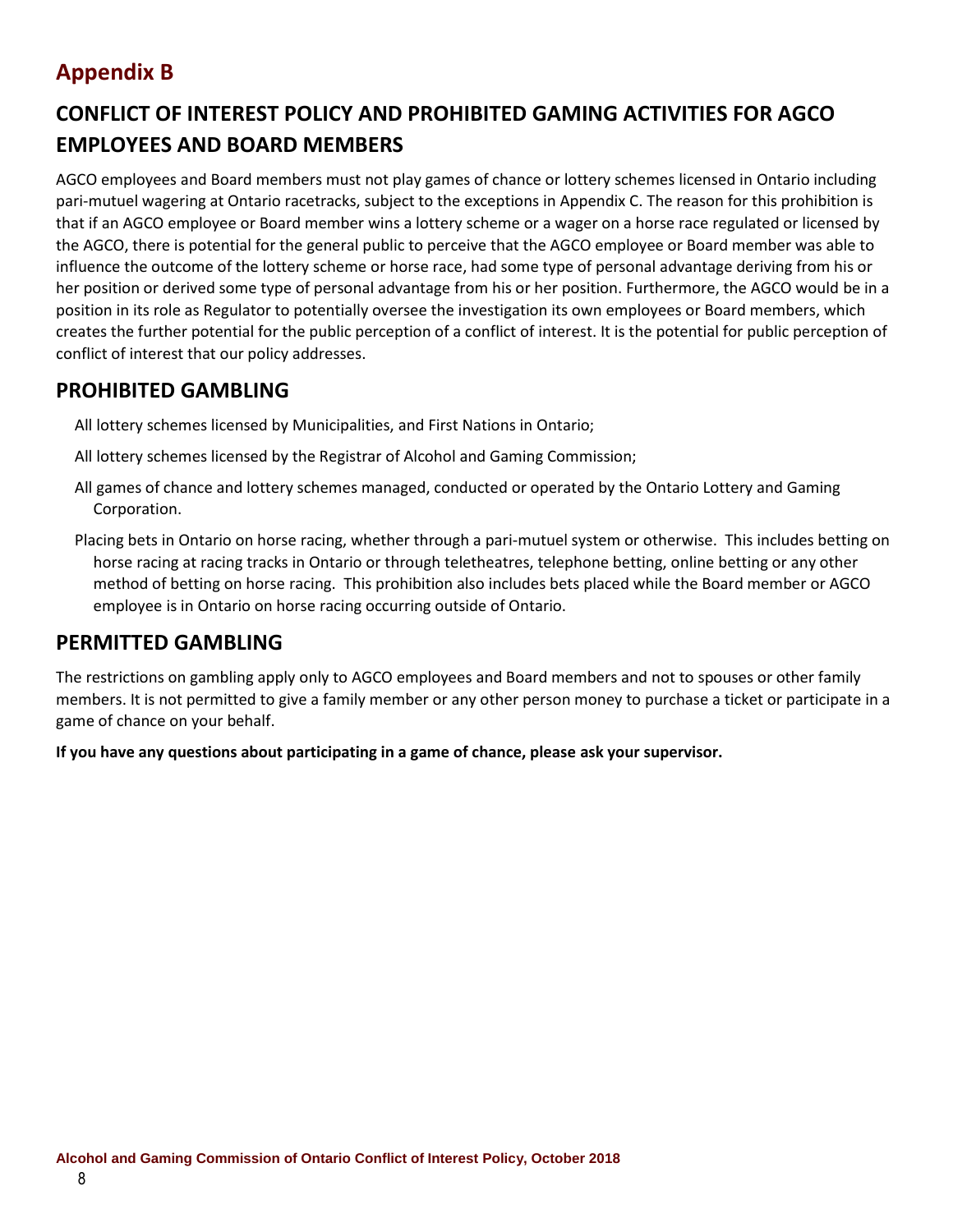# Appendix B

## CONFLICT OF INTEREST POLICY AND PROHIBITED GAMING ACTIVITIES FOR AGCO EMPLOYEES AND BOARD MEMBERS

AGCO employees and Board members must not play games of chance or lottery schemes licensed in Ontario including pari-mutuel wagering at Ontario racetracks, subject to the exceptions in Appendix C. The reason for this prohibition is that if an AGCO employee or Board member wins a lottery scheme or a wager on a horse race regulated or licensed by the AGCO, there is potential for the general public to perceive that the AGCO employee or Board member was able to influence the outcome of the lottery scheme or horse race, had some type of personal advantage deriving from his or her position or derived some type of personal advantage from his or her position. Furthermore, the AGCO would be in a position in its role as Regulator to potentially oversee the investigation its own employees or Board members, which creates the further potential for the public perception of a conflict of interest. It is the potential for public perception of conflict of interest that our policy addresses.

## PROHIBITED GAMBLING

All lottery schemes licensed by Municipalities, and First Nations in Ontario;

All lottery schemes licensed by the Registrar of Alcohol and Gaming Commission;

All games of chance and lottery schemes managed, conducted or operated by the Ontario Lottery and Gaming Corporation.

Placing bets in Ontario on horse racing, whether through a pari-mutuel system or otherwise. This includes betting on horse racing at racing tracks in Ontario or through teletheatres, telephone betting, online betting or any other method of betting on horse racing. This prohibition also includes bets placed while the Board member or AGCO employee is in Ontario on horse racing occurring outside of Ontario.

## PERMITTED GAMBLING

The restrictions on gambling apply only to AGCO employees and Board members and not to spouses or other family members. It is not permitted to give a family member or any other person money to purchase a ticket or participate in a game of chance on your behalf.

**If you have any questions about participating in a game of chance, please ask your supervisor.**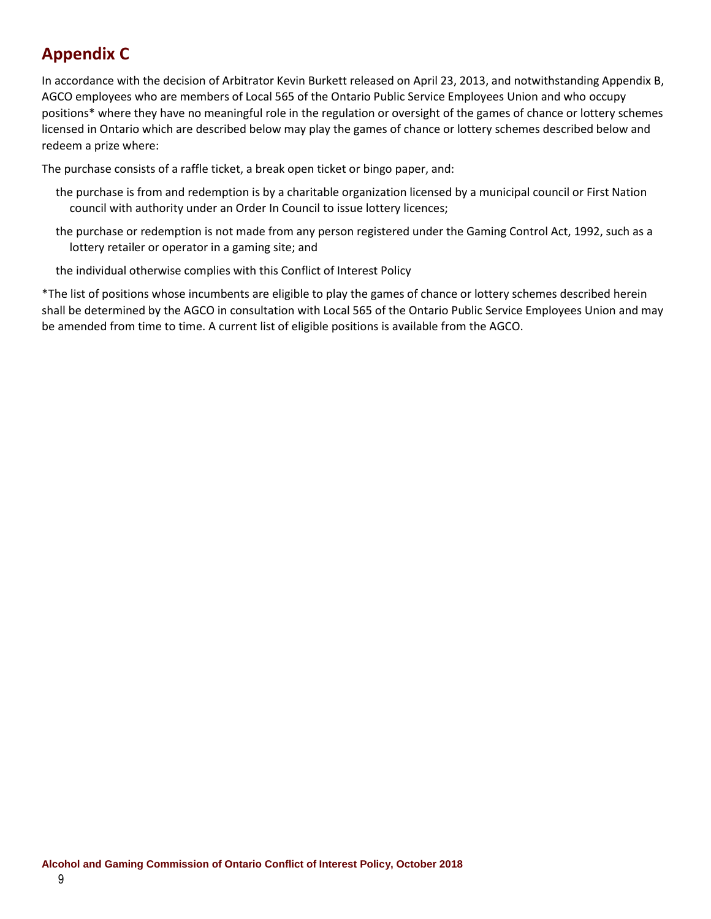# Appendix C

In accordance with the decision of Arbitrator Kevin Burkett released on April 23, 2013, and notwithstanding Appendix B, AGCO employees who are members of Local 565 of the Ontario Public Service Employees Union and who occupy positions* where they have no meaningful role in the regulation or oversight of the games of chance or lottery schemes licensed in Ontario which are described below may play the games of chance or lottery schemes described below and redeem a prize where:

The purchase consists of a raffle ticket, a break open ticket or bingo paper, and:

- the purchase is from and redemption is by a charitable organization licensed by a municipal council or First Nation council with authority under an Order In Council to issue lottery licences;
- the purchase or redemption is not made from any person registered under the Gaming Control Act, 1992, such as a lottery retailer or operator in a gaming site; and
- the individual otherwise complies with this Conflict of Interest Policy

*The list of positions whose incumbents are eligible to play the games of chance or lottery schemes described herein shall be determined by the AGCO in consultation with Local 565 of the Ontario Public Service Employees Union and may be amended from time to time. A current list of eligible positions is available from the AGCO.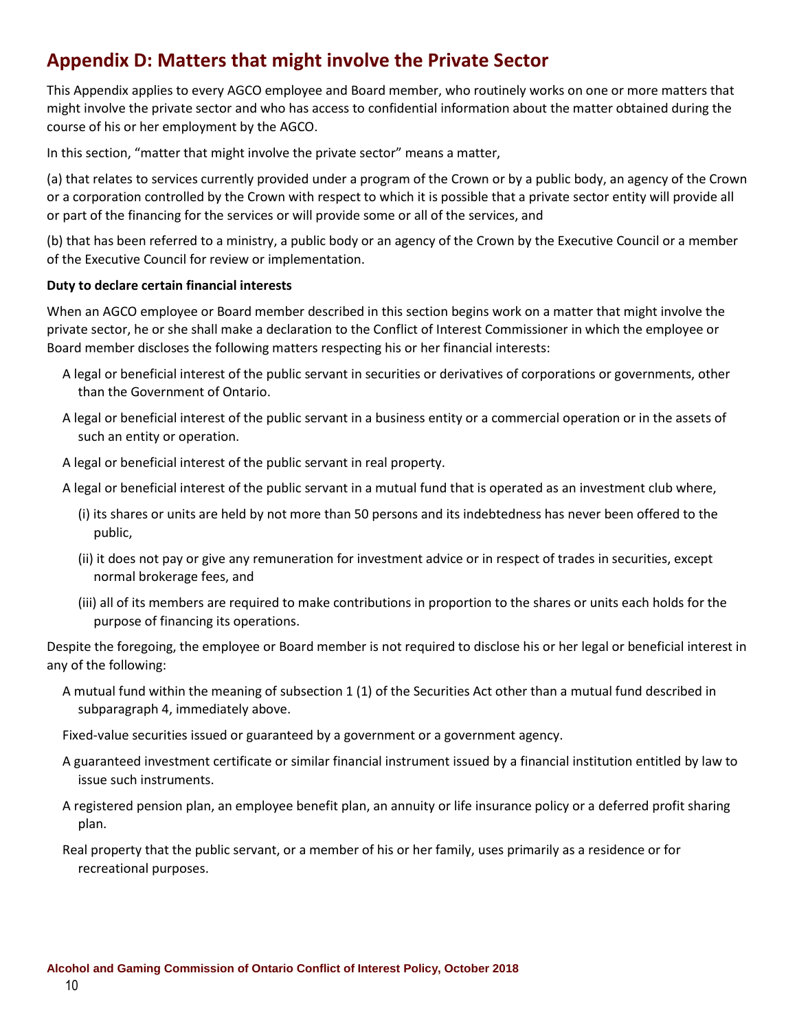## Appendix D: Matters that might involve the Private Sector

This Appendix applies to every AGCO employee and Board member, who routinely works on one or more matters that might involve the private sector and who has access to confidential information about the matter obtained during the course of his or her employment by the AGCO.

In this section, "matter that might involve the private sector" means a matter,

(a) that relates to services currently provided under a program of the Crown or by a public body, an agency of the Crown or a corporation controlled by the Crown with respect to which it is possible that a private sector entity will provide all or part of the financing for the services or will provide some or all of the services, and

(b) that has been referred to a ministry, a public body or an agency of the Crown by the Executive Council or a member of the Executive Council for review or implementation.

**Duty to declare certain financial interests**

When an AGCO employee or Board member described in this section begins work on a matter that might involve the private sector, he or she shall make a declaration to the Conflict of Interest Commissioner in which the employee or Board member discloses the following matters respecting his or her financial interests:

- A legal or beneficial interest of the public servant in securities or derivatives of corporations or governments, other than the Government of Ontario.
- A legal or beneficial interest of the public servant in a business entity or a commercial operation or in the assets of such an entity or operation.
- A legal or beneficial interest of the public servant in real property.
- A legal or beneficial interest of the public servant in a mutual fund that is operated as an investment club where,
  - (i) its shares or units are held by not more than 50 persons and its indebtedness has never been offered to the public,
  - (ii) it does not pay or give any remuneration for investment advice or in respect of trades in securities, except normal brokerage fees, and
  - (iii) all of its members are required to make contributions in proportion to the shares or units each holds for the purpose of financing its operations.

Despite the foregoing, the employee or Board member is not required to disclose his or her legal or beneficial interest in any of the following:

- A mutual fund within the meaning of subsection 1 (1) of the Securities Act other than a mutual fund described in subparagraph 4, immediately above.
- Fixed-value securities issued or guaranteed by a government or a government agency.
- A guaranteed investment certificate or similar financial instrument issued by a financial institution entitled by law to issue such instruments.
- A registered pension plan, an employee benefit plan, an annuity or life insurance policy or a deferred profit sharing plan.
- Real property that the public servant, or a member of his or her family, uses primarily as a residence or for recreational purposes.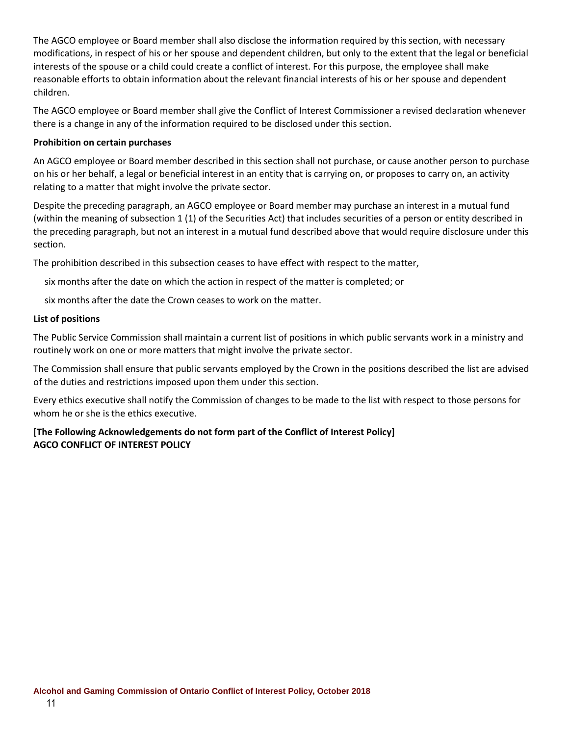The AGCO employee or Board member shall also disclose the information required by this section, with necessary modifications, in respect of his or her spouse and dependent children, but only to the extent that the legal or beneficial interests of the spouse or a child could create a conflict of interest. For this purpose, the employee shall make reasonable efforts to obtain information about the relevant financial interests of his or her spouse and dependent children.

The AGCO employee or Board member shall give the Conflict of Interest Commissioner a revised declaration whenever there is a change in any of the information required to be disclosed under this section.

**Prohibition on certain purchases**

An AGCO employee or Board member described in this section shall not purchase, or cause another person to purchase on his or her behalf, a legal or beneficial interest in an entity that is carrying on, or proposes to carry on, an activity relating to a matter that might involve the private sector.

Despite the preceding paragraph, an AGCO employee or Board member may purchase an interest in a mutual fund (within the meaning of subsection 1 (1) of the Securities Act) that includes securities of a person or entity described in the preceding paragraph, but not an interest in a mutual fund described above that would require disclosure under this section.

The prohibition described in this subsection ceases to have effect with respect to the matter,

six months after the date on which the action in respect of the matter is completed; or

six months after the date the Crown ceases to work on the matter.

**List of positions**

The Public Service Commission shall maintain a current list of positions in which public servants work in a ministry and routinely work on one or more matters that might involve the private sector.

The Commission shall ensure that public servants employed by the Crown in the positions described the list are advised of the duties and restrictions imposed upon them under this section.

Every ethics executive shall notify the Commission of changes to be made to the list with respect to those persons for whom he or she is the ethics executive.

**[The Following Acknowledgements do not form part of the Conflict of Interest Policy]**
**AGCO CONFLICT OF INTEREST POLICY**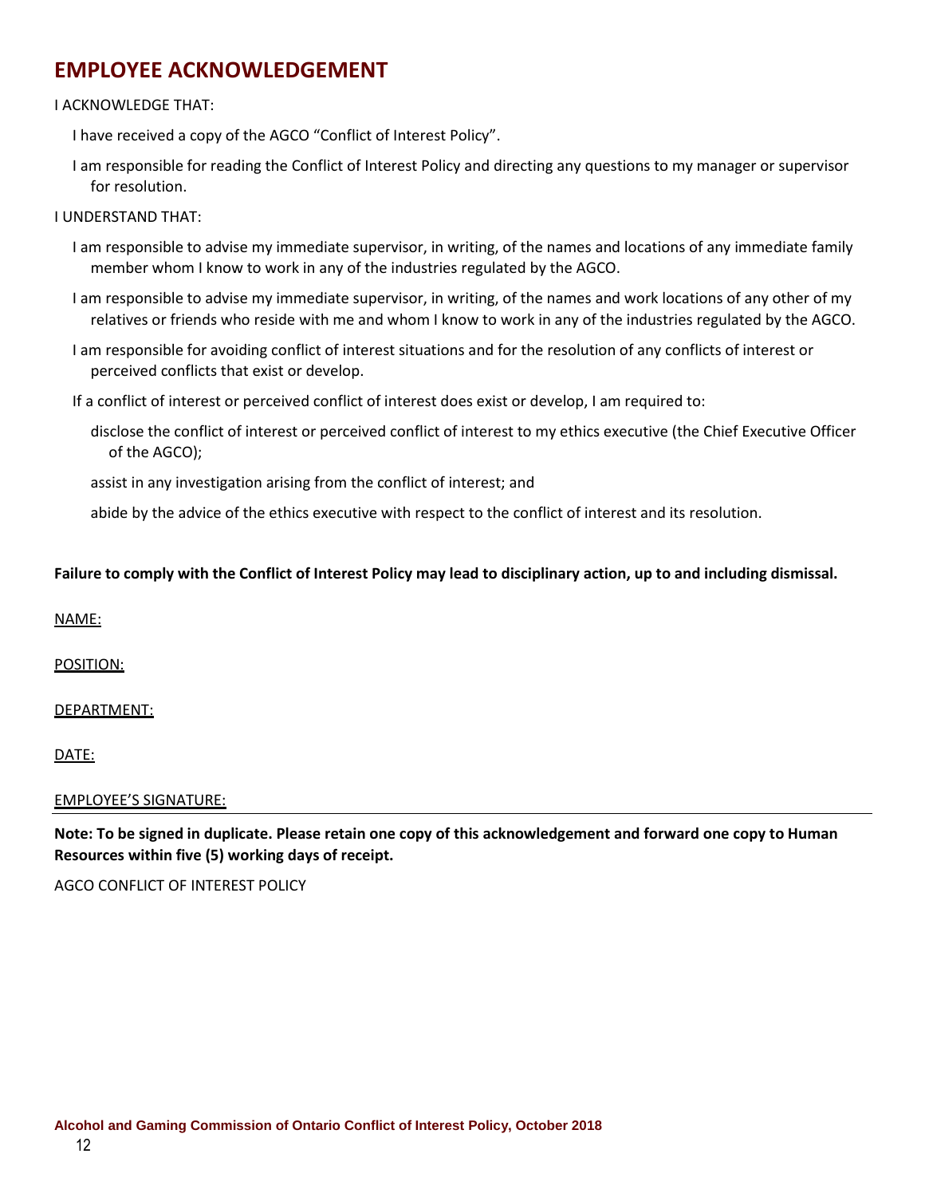## EMPLOYEE ACKNOWLEDGEMENT

I ACKNOWLEDGE THAT:

- I have received a copy of the AGCO "Conflict of Interest Policy".
- I am responsible for reading the Conflict of Interest Policy and directing any questions to my manager or supervisor for resolution.

I UNDERSTAND THAT:

- I am responsible to advise my immediate supervisor, in writing, of the names and locations of any immediate family member whom I know to work in any of the industries regulated by the AGCO.
- I am responsible to advise my immediate supervisor, in writing, of the names and work locations of any other of my relatives or friends who reside with me and whom I know to work in any of the industries regulated by the AGCO.
- I am responsible for avoiding conflict of interest situations and for the resolution of any conflicts of interest or perceived conflicts that exist or develop.
- If a conflict of interest or perceived conflict of interest does exist or develop, I am required to:
  - disclose the conflict of interest or perceived conflict of interest to my ethics executive (the Chief Executive Officer of the AGCO);
  - assist in any investigation arising from the conflict of interest; and
  - abide by the advice of the ethics executive with respect to the conflict of interest and its resolution.

**Failure to comply with the Conflict of Interest Policy may lead to disciplinary action, up to and including dismissal.**

NAME:

POSITION:

DEPARTMENT:

DATE:

EMPLOYEE'S SIGNATURE:

---

**Note: To be signed in duplicate. Please retain one copy of this acknowledgement and forward one copy to Human Resources within five (5) working days of receipt.**

AGCO CONFLICT OF INTEREST POLICY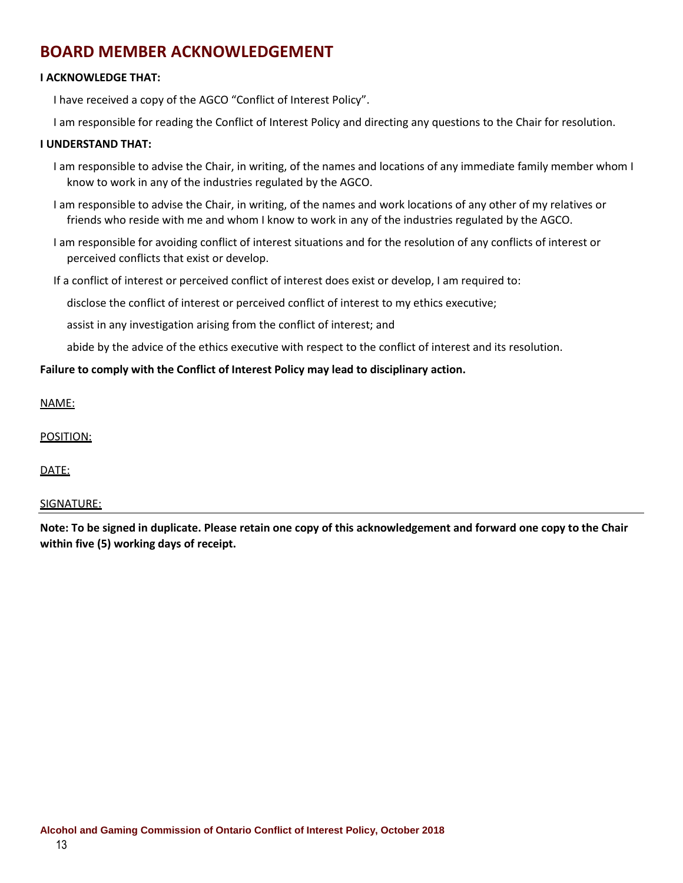# BOARD MEMBER ACKNOWLEDGEMENT

**I ACKNOWLEDGE THAT:**

I have received a copy of the AGCO "Conflict of Interest Policy".

I am responsible for reading the Conflict of Interest Policy and directing any questions to the Chair for resolution.

**I UNDERSTAND THAT:**

I am responsible to advise the Chair, in writing, of the names and locations of any immediate family member whom I know to work in any of the industries regulated by the AGCO.

I am responsible to advise the Chair, in writing, of the names and work locations of any other of my relatives or friends who reside with me and whom I know to work in any of the industries regulated by the AGCO.

I am responsible for avoiding conflict of interest situations and for the resolution of any conflicts of interest or perceived conflicts that exist or develop.

If a conflict of interest or perceived conflict of interest does exist or develop, I am required to:

disclose the conflict of interest or perceived conflict of interest to my ethics executive;

assist in any investigation arising from the conflict of interest; and

abide by the advice of the ethics executive with respect to the conflict of interest and its resolution.

**Failure to comply with the Conflict of Interest Policy may lead to disciplinary action.**

NAME:

POSITION:

DATE:

SIGNATURE:

---

**Note: To be signed in duplicate. Please retain one copy of this acknowledgement and forward one copy to the Chair within five (5) working days of receipt.**